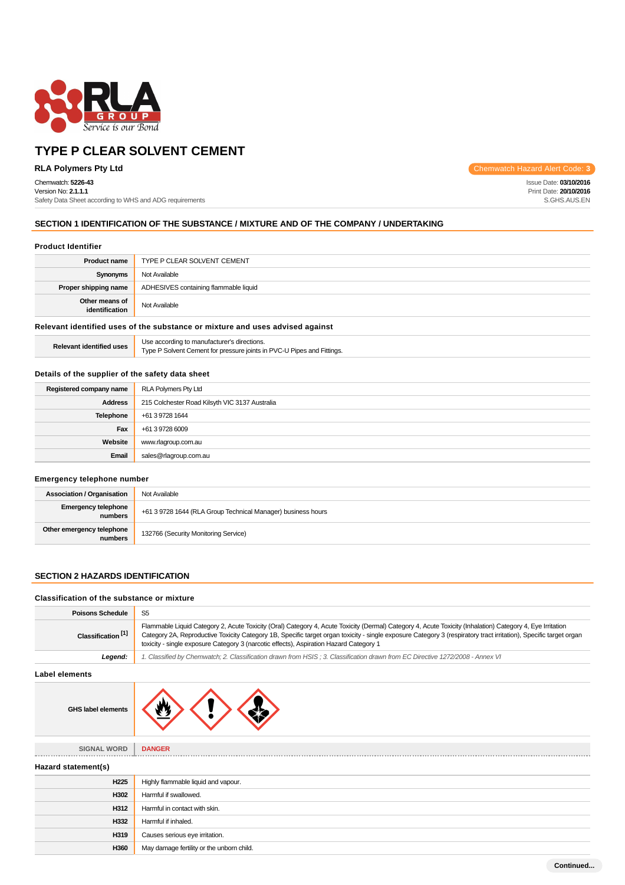# TYPE P CLEAR SOLVENT CEMENT

**RLA Polymers Pty Ltd**

Chemwatch Hazard Alert Code: **3**

Chemwatch: **5226-43**
Version No: **2.1.1.1**
Safety Data Sheet according to WHS and ADG requirements

Issue Date: **03/10/2016**
Print Date: **20/10/2016**
S.GHS.AUS.EN

## SECTION 1 IDENTIFICATION OF THE SUBSTANCE / MIXTURE AND OF THE COMPANY / UNDERTAKING

### Product Identifier

| | |
|---|---|
| **Product name** | TYPE P CLEAR SOLVENT CEMENT |
| **Synonyms** | Not Available |
| **Proper shipping name** | ADHESIVES containing flammable liquid |
| **Other means of identification** | Not Available |

### Relevant identified uses of the substance or mixture and uses advised against

| | |
|---|---|
| **Relevant identified uses** | Use according to manufacturer's directions.<br>Type P Solvent Cement for pressure joints in PVC-U Pipes and Fittings. |

### Details of the supplier of the safety data sheet

| | |
|---|---|
| **Registered company name** | RLA Polymers Pty Ltd |
| **Address** | 215 Colchester Road Kilsyth VIC 3137 Australia |
| **Telephone** | +61 3 9728 1644 |
| **Fax** | +61 3 9728 6009 |
| **Website** | www.rlagroup.com.au |
| **Email** | sales@rlagroup.com.au |

### Emergency telephone number

| | |
|---|---|
| **Association / Organisation** | Not Available |
| **Emergency telephone numbers** | +61 3 9728 1644 (RLA Group Technical Manager) business hours |
| **Other emergency telephone numbers** | 132766 (Security Monitoring Service) |

## SECTION 2 HAZARDS IDENTIFICATION

### Classification of the substance or mixture

| | |
|---|---|
| **Poisons Schedule** | S5 |
| **Classification [1]** | Flammable Liquid Category 2, Acute Toxicity (Oral) Category 4, Acute Toxicity (Dermal) Category 4, Acute Toxicity (Inhalation) Category 4, Eye Irritation Category 2A, Reproductive Toxicity Category 1B, Specific target organ toxicity - single exposure Category 3 (respiratory tract irritation), Specific target organ toxicity - single exposure Category 3 (narcotic effects), Aspiration Hazard Category 1 |
| ***Legend:*** | *1. Classified by Chemwatch; 2. Classification drawn from HSIS ; 3. Classification drawn from EC Directive 1272/2008 - Annex VI* |

### Label elements

| | |
|---|---|
| **GHS label elements** | |
| **SIGNAL WORD** | **DANGER** |

### Hazard statement(s)

| | |
|---|---|
| **H225** | Highly flammable liquid and vapour. |
| **H302** | Harmful if swallowed. |
| **H312** | Harmful in contact with skin. |
| **H332** | Harmful if inhaled. |
| **H319** | Causes serious eye irritation. |
| **H360** | May damage fertility or the unborn child. |

Continued...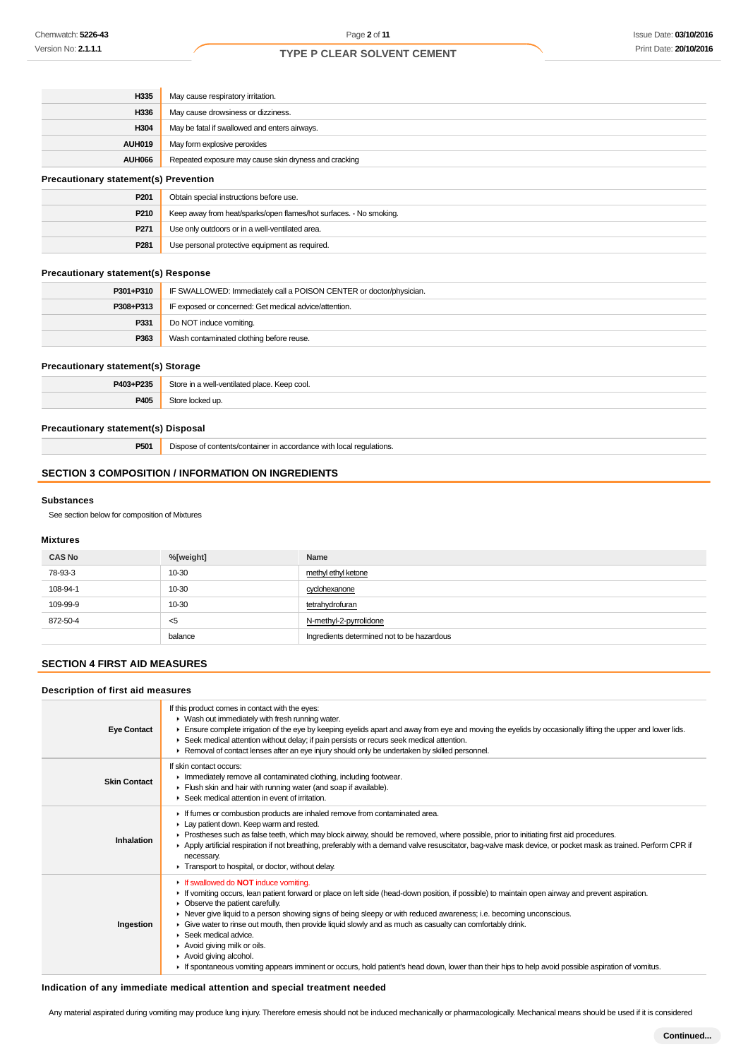| | |
|---|---|
| H335 | May cause respiratory irritation. |
| H336 | May cause drowsiness or dizziness. |
| H304 | May be fatal if swallowed and enters airways. |
| AUH019 | May form explosive peroxides |
| AUH066 | Repeated exposure may cause skin dryness and cracking |

### Precautionary statement(s) Prevention

| | |
|---|---|
| P201 | Obtain special instructions before use. |
| P210 | Keep away from heat/sparks/open flames/hot surfaces. - No smoking. |
| P271 | Use only outdoors or in a well-ventilated area. |
| P281 | Use personal protective equipment as required. |

### Precautionary statement(s) Response

| | |
|---|---|
| P301+P310 | IF SWALLOWED: Immediately call a POISON CENTER or doctor/physician. |
| P308+P313 | IF exposed or concerned: Get medical advice/attention. |
| P331 | Do NOT induce vomiting. |
| P363 | Wash contaminated clothing before reuse. |

### Precautionary statement(s) Storage

| | |
|---|---|
| P403+P235 | Store in a well-ventilated place. Keep cool. |
| P405 | Store locked up. |

### Precautionary statement(s) Disposal

| | |
|---|---|
| P501 | Dispose of contents/container in accordance with local regulations. |

## SECTION 3 COMPOSITION / INFORMATION ON INGREDIENTS

### Substances

See section below for composition of Mixtures

### Mixtures

| CAS No | %[weight] | Name |
|---|---|---|
| 78-93-3 | 10-30 | methyl ethyl ketone |
| 108-94-1 | 10-30 | cyclohexanone |
| 109-99-9 | 10-30 | tetrahydrofuran |
| 872-50-4 | <5 | N-methyl-2-pyrrolidone |
| | balance | Ingredients determined not to be hazardous |

## SECTION 4 FIRST AID MEASURES

### Description of first aid measures

| | |
|---|---|
| Eye Contact | If this product comes in contact with the eyes:<br>▸ Wash out immediately with fresh running water.<br>▸ Ensure complete irrigation of the eye by keeping eyelids apart and away from eye and moving the eyelids by occasionally lifting the upper and lower lids.<br>▸ Seek medical attention without delay; if pain persists or recurs seek medical attention.<br>▸ Removal of contact lenses after an eye injury should only be undertaken by skilled personnel. |
| Skin Contact | If skin contact occurs:<br>▸ Immediately remove all contaminated clothing, including footwear.<br>▸ Flush skin and hair with running water (and soap if available).<br>▸ Seek medical attention in event of irritation. |
| Inhalation | ▸ If fumes or combustion products are inhaled remove from contaminated area.<br>▸ Lay patient down. Keep warm and rested.<br>▸ Prostheses such as false teeth, which may block airway, should be removed, where possible, prior to initiating first aid procedures.<br>▸ Apply artificial respiration if not breathing, preferably with a demand valve resuscitator, bag-valve mask device, or pocket mask as trained. Perform CPR if necessary.<br>▸ Transport to hospital, or doctor, without delay. |
| Ingestion | ▸ If swallowed do **NOT** induce vomiting.<br>▸ If vomiting occurs, lean patient forward or place on left side (head-down position, if possible) to maintain open airway and prevent aspiration.<br>▸ Observe the patient carefully.<br>▸ Never give liquid to a person showing signs of being sleepy or with reduced awareness; i.e. becoming unconscious.<br>▸ Give water to rinse out mouth, then provide liquid slowly and as much as casualty can comfortably drink.<br>▸ Seek medical advice.<br>▸ Avoid giving milk or oils.<br>▸ Avoid giving alcohol.<br>▸ If spontaneous vomiting appears imminent or occurs, hold patient's head down, lower than their hips to help avoid possible aspiration of vomitus. |

### Indication of any immediate medical attention and special treatment needed

Any material aspirated during vomiting may produce lung injury. Therefore emesis should not be induced mechanically or pharmacologically. Mechanical means should be used if it is considered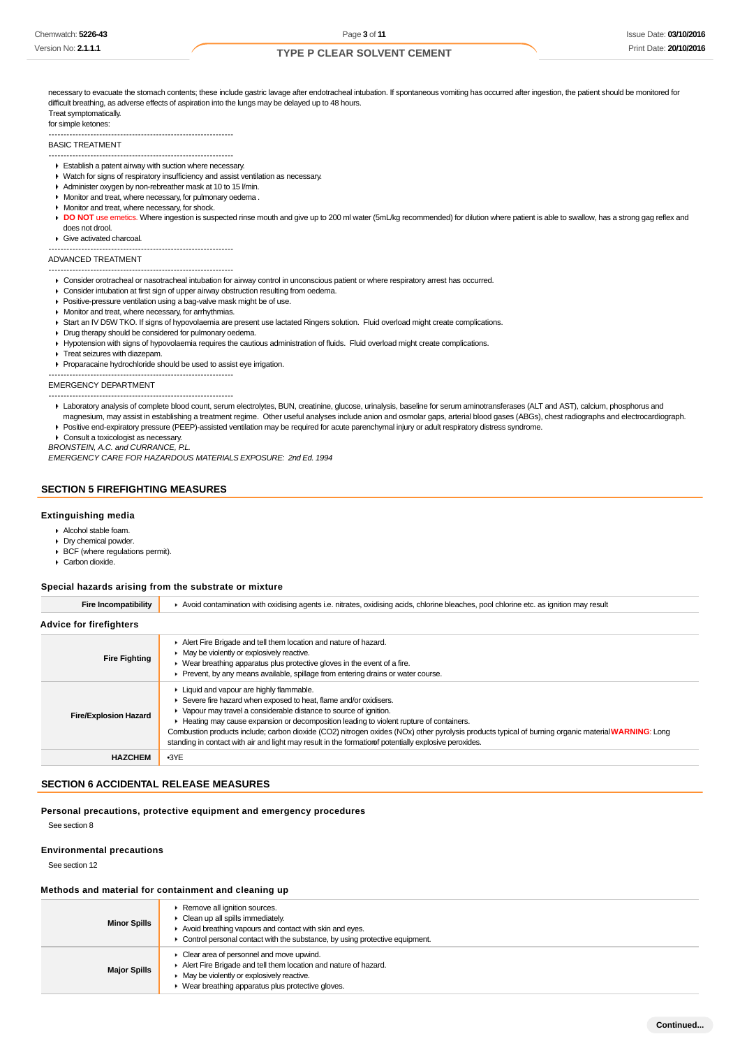necessary to evacuate the stomach contents; these include gastric lavage after endotracheal intubation. If spontaneous vomiting has occurred after ingestion, the patient should be monitored for difficult breathing, as adverse effects of aspiration into the lungs may be delayed up to 48 hours.
Treat symptomatically.
for simple ketones:

--------------------------------------------------------------

BASIC TREATMENT

--------------------------------------------------------------

- Establish a patent airway with suction where necessary.
- Watch for signs of respiratory insufficiency and assist ventilation as necessary.
- Administer oxygen by non-rebreather mask at 10 to 15 l/min.
- Monitor and treat, where necessary, for pulmonary oedema .
- Monitor and treat, where necessary, for shock.
- **DO NOT** use emetics. Where ingestion is suspected rinse mouth and give up to 200 ml water (5mL/kg recommended) for dilution where patient is able to swallow, has a strong gag reflex and does not drool.
- Give activated charcoal.

--------------------------------------------------------------

ADVANCED TREATMENT

--------------------------------------------------------------

- Consider orotracheal or nasotracheal intubation for airway control in unconscious patient or where respiratory arrest has occurred.
- Consider intubation at first sign of upper airway obstruction resulting from oedema.
- Positive-pressure ventilation using a bag-valve mask might be of use.
- Monitor and treat, where necessary, for arrhythmias.
- Start an IV D5W TKO. If signs of hypovolaemia are present use lactated Ringers solution. Fluid overload might create complications.
- Drug therapy should be considered for pulmonary oedema.
- Hypotension with signs of hypovolaemia requires the cautious administration of fluids. Fluid overload might create complications.
- Treat seizures with diazepam.
- Proparacaine hydrochloride should be used to assist eye irrigation.

--------------------------------------------------------------

EMERGENCY DEPARTMENT

--------------------------------------------------------------

- Laboratory analysis of complete blood count, serum electrolytes, BUN, creatinine, glucose, urinalysis, baseline for serum aminotransferases (ALT and AST), calcium, phosphorus and magnesium, may assist in establishing a treatment regime. Other useful analyses include anion and osmolar gaps, arterial blood gases (ABGs), chest radiographs and electrocardiograph.
- Positive end-expiratory pressure (PEEP)-assisted ventilation may be required for acute parenchymal injury or adult respiratory distress syndrome.
- Consult a toxicologist as necessary.

*BRONSTEIN, A.C. and CURRANCE, P.L.*
*EMERGENCY CARE FOR HAZARDOUS MATERIALS EXPOSURE: 2nd Ed. 1994*

## SECTION 5 FIREFIGHTING MEASURES

### Extinguishing media

- Alcohol stable foam.
- Dry chemical powder.
- BCF (where regulations permit).
- Carbon dioxide.

### Special hazards arising from the substrate or mixture

| | |
|---|---|
| **Fire Incompatibility** | Avoid contamination with oxidising agents i.e. nitrates, oxidising acids, chlorine bleaches, pool chlorine etc. as ignition may result |

### Advice for firefighters

| | |
|---|---|
| **Fire Fighting** | Alert Fire Brigade and tell them location and nature of hazard.<br>May be violently or explosively reactive.<br>Wear breathing apparatus plus protective gloves in the event of a fire.<br>Prevent, by any means available, spillage from entering drains or water course. |
| **Fire/Explosion Hazard** | Liquid and vapour are highly flammable.<br>Severe fire hazard when exposed to heat, flame and/or oxidisers.<br>Vapour may travel a considerable distance to source of ignition.<br>Heating may cause expansion or decomposition leading to violent rupture of containers.<br>Combustion products include; carbon dioxide ($CO_2$) nitrogen oxides (NOx) other pyrolysis products typical of burning organic material **WARNING**: Long standing in contact with air and light may result in the formation of potentially explosive peroxides. |
| **HAZCHEM** | •3YE |

## SECTION 6 ACCIDENTAL RELEASE MEASURES

### Personal precautions, protective equipment and emergency procedures

See section 8

### Environmental precautions

See section 12

### Methods and material for containment and cleaning up

| | |
|---|---|
| **Minor Spills** | Remove all ignition sources.<br>Clean up all spills immediately.<br>Avoid breathing vapours and contact with skin and eyes.<br>Control personal contact with the substance, by using protective equipment. |
| **Major Spills** | Clear area of personnel and move upwind.<br>Alert Fire Brigade and tell them location and nature of hazard.<br>May be violently or explosively reactive.<br>Wear breathing apparatus plus protective gloves. |

Continued...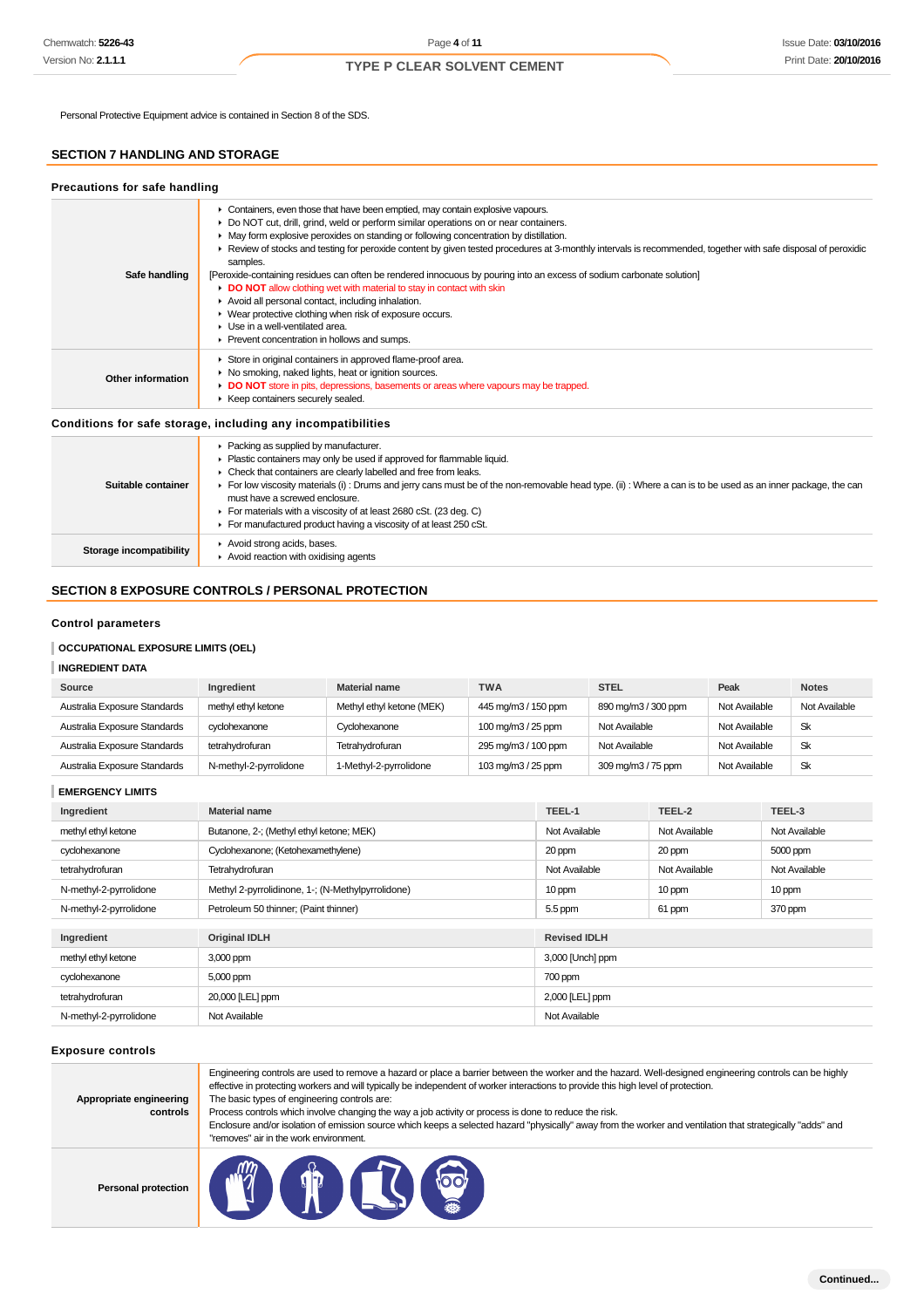Personal Protective Equipment advice is contained in Section 8 of the SDS.

## SECTION 7 HANDLING AND STORAGE

### Precautions for safe handling

| | |
|---|---|
| **Safe handling** | ▸ Containers, even those that have been emptied, may contain explosive vapours.<br>▸ Do NOT cut, drill, grind, weld or perform similar operations on or near containers.<br>▸ May form explosive peroxides on standing or following concentration by distillation.<br>▸ Review of stocks and testing for peroxide content by given tested procedures at 3-monthly intervals is recommended, together with safe disposal of peroxidic samples.<br>[Peroxide-containing residues can often be rendered innocuous by pouring into an excess of sodium carbonate solution]<br>▸ **DO NOT** allow clothing wet with material to stay in contact with skin<br>▸ Avoid all personal contact, including inhalation.<br>▸ Wear protective clothing when risk of exposure occurs.<br>▸ Use in a well-ventilated area.<br>▸ Prevent concentration in hollows and sumps. |
| **Other information** | ▸ Store in original containers in approved flame-proof area.<br>▸ No smoking, naked lights, heat or ignition sources.<br>▸ **DO NOT** store in pits, depressions, basements or areas where vapours may be trapped.<br>▸ Keep containers securely sealed. |

### Conditions for safe storage, including any incompatibilities

| | |
|---|---|
| **Suitable container** | ▸ Packing as supplied by manufacturer.<br>▸ Plastic containers may only be used if approved for flammable liquid.<br>▸ Check that containers are clearly labelled and free from leaks.<br>▸ For low viscosity materials (i) : Drums and jerry cans must be of the non-removable head type. (ii) : Where a can is to be used as an inner package, the can must have a screwed enclosure.<br>▸ For materials with a viscosity of at least 2680 cSt. (23 deg. C)<br>▸ For manufactured product having a viscosity of at least 250 cSt. |
| **Storage incompatibility** | ▸ Avoid strong acids, bases.<br>▸ Avoid reaction with oxidising agents |

## SECTION 8 EXPOSURE CONTROLS / PERSONAL PROTECTION

### Control parameters

#### OCCUPATIONAL EXPOSURE LIMITS (OEL)

#### INGREDIENT DATA

| Source | Ingredient | Material name | TWA | STEL | Peak | Notes |
|---|---|---|---|---|---|---|
| Australia Exposure Standards | methyl ethyl ketone | Methyl ethyl ketone (MEK) | 445 mg/m3 / 150 ppm | 890 mg/m3 / 300 ppm | Not Available | Not Available |
| Australia Exposure Standards | cyclohexanone | Cyclohexanone | 100 mg/m3 / 25 ppm | Not Available | Not Available | Sk |
| Australia Exposure Standards | tetrahydrofuran | Tetrahydrofuran | 295 mg/m3 / 100 ppm | Not Available | Not Available | Sk |
| Australia Exposure Standards | N-methyl-2-pyrrolidone | 1-Methyl-2-pyrrolidone | 103 mg/m3 / 25 ppm | 309 mg/m3 / 75 ppm | Not Available | Sk |

#### EMERGENCY LIMITS

| Ingredient | Material name | TEEL-1 | TEEL-2 | TEEL-3 |
|---|---|---|---|---|
| methyl ethyl ketone | Butanone, 2-; (Methyl ethyl ketone; MEK) | Not Available | Not Available | Not Available |
| cyclohexanone | Cyclohexanone; (Ketohexamethylene) | 20 ppm | 20 ppm | 5000 ppm |
| tetrahydrofuran | Tetrahydrofuran | Not Available | Not Available | Not Available |
| N-methyl-2-pyrrolidone | Methyl 2-pyrrolidinone, 1-; (N-Methylpyrrolidone) | 10 ppm | 10 ppm | 10 ppm |
| N-methyl-2-pyrrolidone | Petroleum 50 thinner; (Paint thinner) | 5.5 ppm | 61 ppm | 370 ppm |

| Ingredient | Original IDLH | Revised IDLH |
|---|---|---|
| methyl ethyl ketone | 3,000 ppm | 3,000 [Unch] ppm |
| cyclohexanone | 5,000 ppm | 700 ppm |
| tetrahydrofuran | 20,000 [LEL] ppm | 2,000 [LEL] ppm |
| N-methyl-2-pyrrolidone | Not Available | Not Available |

### Exposure controls

| | |
|---|---|
| **Appropriate engineering controls** | Engineering controls are used to remove a hazard or place a barrier between the worker and the hazard. Well-designed engineering controls can be highly effective in protecting workers and will typically be independent of worker interactions to provide this high level of protection.<br>The basic types of engineering controls are:<br>Process controls which involve changing the way a job activity or process is done to reduce the risk.<br>Enclosure and/or isolation of emission source which keeps a selected hazard "physically" away from the worker and ventilation that strategically "adds" and "removes" air in the work environment. |
| **Personal protection** | |

Continued...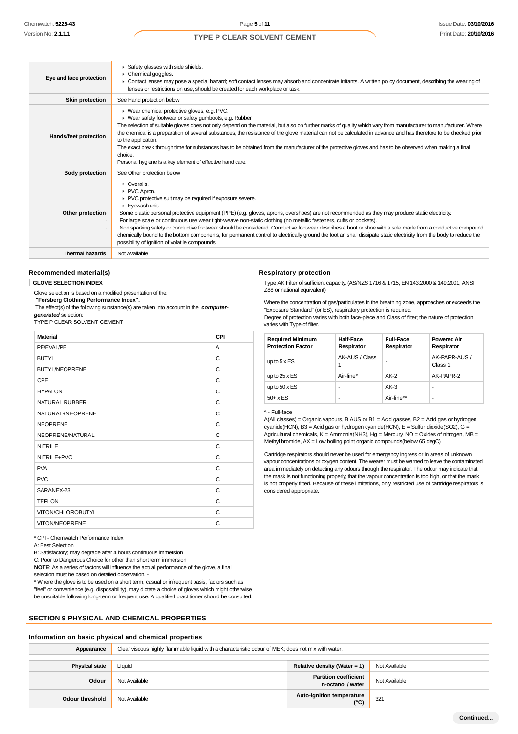| | |
|---|---|
| **Eye and face protection** | ▸ Safety glasses with side shields.<br>▸ Chemical goggles.<br>▸ Contact lenses may pose a special hazard; soft contact lenses may absorb and concentrate irritants. A written policy document, describing the wearing of lenses or restrictions on use, should be created for each workplace or task. |
| **Skin protection** | See Hand protection below |
| **Hands/feet protection** | ▸ Wear chemical protective gloves, e.g. PVC.<br>▸ Wear safety footwear or safety gumboots, e.g. Rubber<br>The selection of suitable gloves does not only depend on the material, but also on further marks of quality which vary from manufacturer to manufacturer. Where the chemical is a preparation of several substances, the resistance of the glove material can not be calculated in advance and has therefore to be checked prior to the application.<br>The exact break through time for substances has to be obtained from the manufacturer of the protective gloves and.has to be observed when making a final choice.<br>Personal hygiene is a key element of effective hand care. |
| **Body protection** | See Other protection below |
| **Other protection** | ▸ Overalls.<br>▸ PVC Apron.<br>▸ PVC protective suit may be required if exposure severe.<br>▸ Eyewash unit.<br>Some plastic personal protective equipment (PPE) (e.g. gloves, aprons, overshoes) are not recommended as they may produce static electricity.<br>For large scale or continuous use wear tight-weave non-static clothing (no metallic fasteners, cuffs or pockets).<br>Non sparking safety or conductive footwear should be considered. Conductive footwear describes a boot or shoe with a sole made from a conductive compound chemically bound to the bottom components, for permanent control to electrically ground the foot an shall dissipate static electricity from the body to reduce the possibility of ignition of volatile compounds. |
| **Thermal hazards** | Not Available |

### Recommended material(s)

**GLOVE SELECTION INDEX**

Glove selection is based on a modified presentation of the:
***"Forsberg Clothing Performance Index".***
The effect(s) of the following substance(s) are taken into account in the ***computer-generated*** selection:
TYPE P CLEAR SOLVENT CEMENT

| Material | CPI |
|---|---|
| PE/EVAL/PE | A |
| BUTYL | C |
| BUTYL/NEOPRENE | C |
| CPE | C |
| HYPALON | C |
| NATURAL RUBBER | C |
| NATURAL+NEOPRENE | C |
| NEOPRENE | C |
| NEOPRENE/NATURAL | C |
| NITRILE | C |
| NITRILE+PVC | C |
| PVA | C |
| PVC | C |
| SARANEX-23 | C |
| TEFLON | C |
| VITON/CHLOROBUTYL | C |
| VITON/NEOPRENE | C |

* CPI - Chemwatch Performance Index
A: Best Selection
B: Satisfactory; may degrade after 4 hours continuous immersion
C: Poor to Dangerous Choice for other than short term immersion
**NOTE**: As a series of factors will influence the actual performance of the glove, a final selection must be based on detailed observation. -
* Where the glove is to be used on a short term, casual or infrequent basis, factors such as "feel" or convenience (e.g. disposability), may dictate a choice of gloves which might otherwise be unsuitable following long-term or frequent use. A qualified practitioner should be consulted.

### Respiratory protection

Type AK Filter of sufficient capacity. (AS/NZS 1716 & 1715, EN 143:2000 & 149:2001, ANSI Z88 or national equivalent)

Where the concentration of gas/particulates in the breathing zone, approaches or exceeds the "Exposure Standard" (or ES), respiratory protection is required.
Degree of protection varies with both face-piece and Class of filter; the nature of protection varies with Type of filter.

| Required Minimum Protection Factor | Half-Face Respirator | Full-Face Respirator | Powered Air Respirator |
|---|---|---|---|
| up to 5 x ES | AK-AUS / Class 1 | - | AK-PAPR-AUS / Class 1 |
| up to 25 x ES | Air-line* | AK-2 | AK-PAPR-2 |
| up to 50 x ES | - | AK-3 | - |
| 50+ x ES | - | Air-line** | - |

^ - Full-face
A(All classes) = Organic vapours, B AUS or B1 = Acid gasses, B2 = Acid gas or hydrogen cyanide(HCN), B3 = Acid gas or hydrogen cyanide(HCN), E = Sulfur dioxide(SO2), G = Agricultural chemicals, K = Ammonia(NH3), Hg = Mercury, NO = Oxides of nitrogen, MB = Methyl bromide, AX = Low boiling point organic compounds(below 65 degC)

Cartridge respirators should never be used for emergency ingress or in areas of unknown vapour concentrations or oxygen content. The wearer must be warned to leave the contaminated area immediately on detecting any odours through the respirator. The odour may indicate that the mask is not functioning properly, that the vapour concentration is too high, or that the mask is not properly fitted. Because of these limitations, only restricted use of cartridge respirators is considered appropriate.

## SECTION 9 PHYSICAL AND CHEMICAL PROPERTIES

### Information on basic physical and chemical properties

| | | | |
|---|---|---|---|
| **Appearance** | Clear viscous highly flammable liquid with a characteristic odour of MEK; does not mix with water. | | |
| **Physical state** | Liquid | **Relative density (Water = 1)** | Not Available |
| **Odour** | Not Available | **Partition coefficient n-octanol / water** | Not Available |
| **Odour threshold** | Not Available | **Auto-ignition temperature (°C)** | 321 |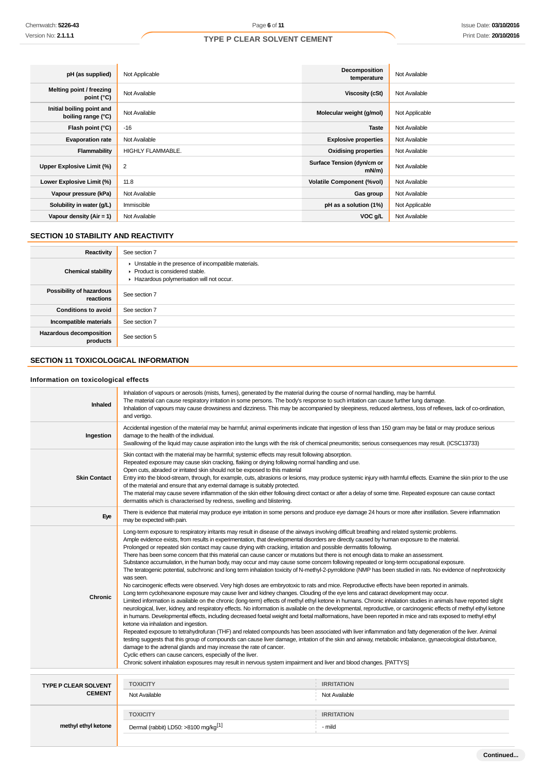| | | | |
|---|---|---|---|
| **pH (as supplied)** | Not Applicable | **Decomposition temperature** | Not Available |
| **Melting point / freezing point (°C)** | Not Available | **Viscosity (cSt)** | Not Available |
| **Initial boiling point and boiling range (°C)** | Not Available | **Molecular weight (g/mol)** | Not Applicable |
| **Flash point (°C)** | -16 | **Taste** | Not Available |
| **Evaporation rate** | Not Available | **Explosive properties** | Not Available |
| **Flammability** | HIGHLY FLAMMABLE. | **Oxidising properties** | Not Available |
| **Upper Explosive Limit (%)** | 2 | **Surface Tension (dyn/cm or mN/m)** | Not Available |
| **Lower Explosive Limit (%)** | 11.8 | **Volatile Component (%vol)** | Not Available |
| **Vapour pressure (kPa)** | Not Available | **Gas group** | Not Available |
| **Solubility in water (g/L)** | Immiscible | **pH as a solution (1%)** | Not Applicable |
| **Vapour density (Air = 1)** | Not Available | **VOC g/L** | Not Available |

## SECTION 10 STABILITY AND REACTIVITY

| | |
|---|---|
| **Reactivity** | See section 7 |
| **Chemical stability** | ▸ Unstable in the presence of incompatible materials.<br>▸ Product is considered stable.<br>▸ Hazardous polymerisation will not occur. |
| **Possibility of hazardous reactions** | See section 7 |
| **Conditions to avoid** | See section 7 |
| **Incompatible materials** | See section 7 |
| **Hazardous decomposition products** | See section 5 |

## SECTION 11 TOXICOLOGICAL INFORMATION

### Information on toxicological effects

| | |
|---|---|
| **Inhaled** | Inhalation of vapours or aerosols (mists, fumes), generated by the material during the course of normal handling, may be harmful.<br>The material can cause respiratory irritation in some persons. The body's response to such irritation can cause further lung damage.<br>Inhalation of vapours may cause drowsiness and dizziness. This may be accompanied by sleepiness, reduced alertness, loss of reflexes, lack of co-ordination, and vertigo. |
| **Ingestion** | Accidental ingestion of the material may be harmful; animal experiments indicate that ingestion of less than 150 gram may be fatal or may produce serious damage to the health of the individual.<br>Swallowing of the liquid may cause aspiration into the lungs with the risk of chemical pneumonitis; serious consequences may result. (ICSC13733) |
| **Skin Contact** | Skin contact with the material may be harmful; systemic effects may result following absorption.<br>Repeated exposure may cause skin cracking, flaking or drying following normal handling and use.<br>Open cuts, abraded or irritated skin should not be exposed to this material<br>Entry into the blood-stream, through, for example, cuts, abrasions or lesions, may produce systemic injury with harmful effects. Examine the skin prior to the use of the material and ensure that any external damage is suitably protected.<br>The material may cause severe inflammation of the skin either following direct contact or after a delay of some time. Repeated exposure can cause contact dermatitis which is characterised by redness, swelling and blistering. |
| **Eye** | There is evidence that material may produce eye irritation in some persons and produce eye damage 24 hours or more after instillation. Severe inflammation may be expected with pain. |
| **Chronic** | Long-term exposure to respiratory irritants may result in disease of the airways involving difficult breathing and related systemic problems.<br>Ample evidence exists, from results in experimentation, that developmental disorders are directly caused by human exposure to the material.<br>Prolonged or repeated skin contact may cause drying with cracking, irritation and possible dermatitis following.<br>There has been some concern that this material can cause cancer or mutations but there is not enough data to make an assessment.<br>Substance accumulation, in the human body, may occur and may cause some concern following repeated or long-term occupational exposure.<br>The teratogenic potential, subchronic and long term inhalation toxicity of N-methyl-2-pyrrolidone (NMP has been studied in rats. No evidence of nephrotoxicity was seen.<br>No carcinogenic effects were observed. Very high doses are embryotoxic to rats and mice. Reproductive effects have been reported in animals.<br>Long term cyclohexanone exposure may cause liver and kidney changes. Clouding of the eye lens and cataract development may occur.<br>Limited information is available on the chronic (long-term) effects of methyl ethyl ketone in humans. Chronic inhalation studies in animals have reported slight neurological, liver, kidney, and respiratory effects. No information is available on the developmental, reproductive, or carcinogenic effects of methyl ethyl ketone in humans. Developmental effects, including decreased foetal weight and foetal malformations, have been reported in mice and rats exposed to methyl ethyl ketone via inhalation and ingestion.<br>Repeated exposure to tetrahydrofuran (THF) and related compounds has been associated with liver inflammation and fatty degeneration of the liver. Animal testing suggests that this group of compounds can cause liver damage, irritation of the skin and airway, metabolic imbalance, gynaecological disturbance, damage to the adrenal glands and may increase the rate of cancer.<br>Cyclic ethers can cause cancers, especially of the liver.<br>Chronic solvent inhalation exposures may result in nervous system impairment and liver and blood changes. [PATTYS] |

| | TOXICITY | IRRITATION |
|---|---|---|
| **TYPE P CLEAR SOLVENT CEMENT** | Not Available | Not Available |
| **methyl ethyl ketone** | Dermal (rabbit) LD50: >8100 mg/kg[1] | - mild |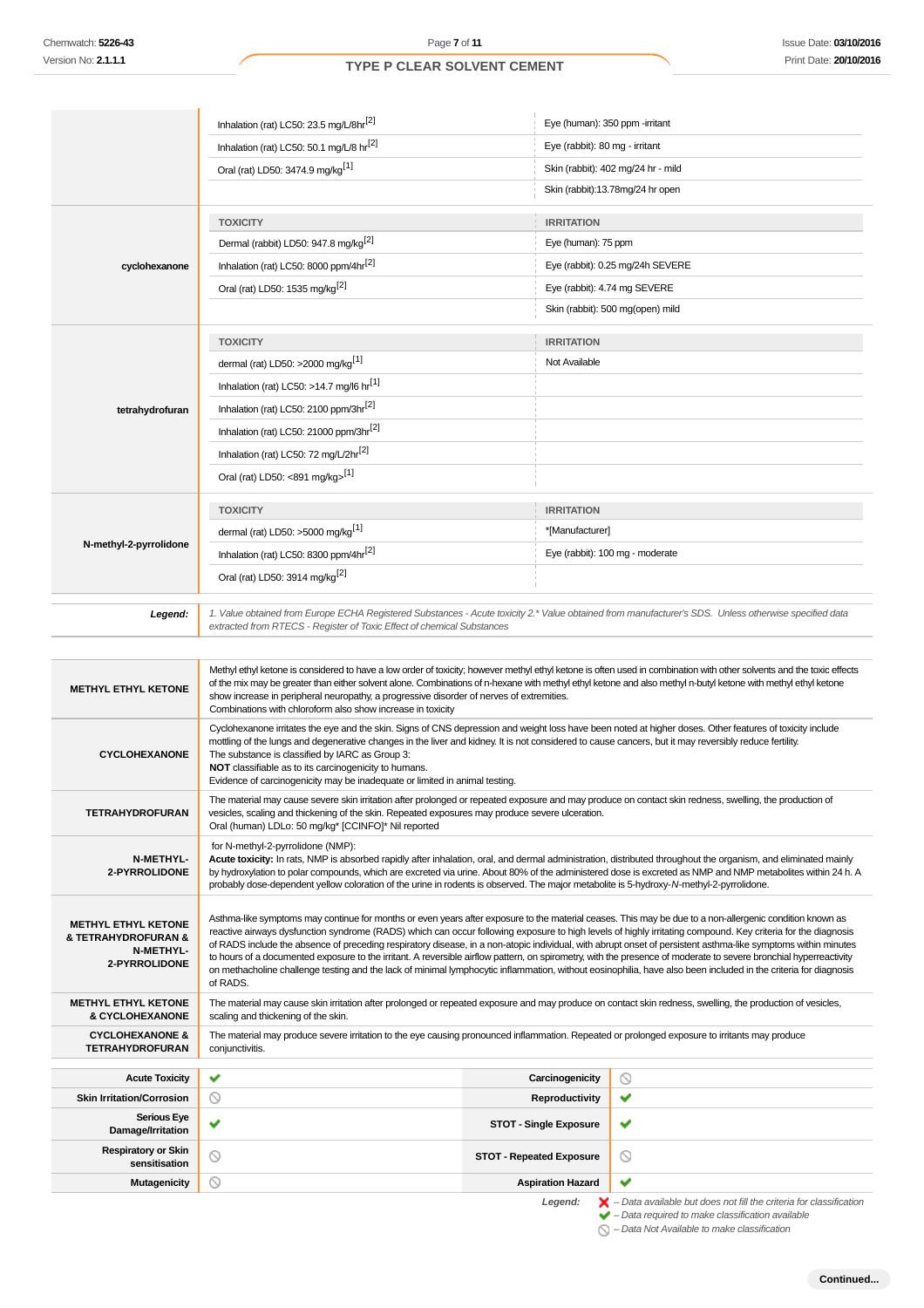| | TOXICITY | IRRITATION |
|---|---|---|
| | Inhalation (rat) LC50: 23.5 mg/L/8hr[2] | Eye (human): 350 ppm -irritant |
| | Inhalation (rat) LC50: 50.1 mg/L/8 hr[2] | Eye (rabbit): 80 mg - irritant |
| | Oral (rat) LD50: 3474.9 mg/kg[1] | Skin (rabbit): 402 mg/24 hr - mild |
| | | Skin (rabbit):13.78mg/24 hr open |

| cyclohexanone | TOXICITY | IRRITATION |
|---|---|---|
| | Dermal (rabbit) LD50: 947.8 mg/kg[2] | Eye (human): 75 ppm |
| | Inhalation (rat) LC50: 8000 ppm/4hr[2] | Eye (rabbit): 0.25 mg/24h SEVERE |
| | Oral (rat) LD50: 1535 mg/kg[2] | Eye (rabbit): 4.74 mg SEVERE |
| | | Skin (rabbit): 500 mg(open) mild |

| tetrahydrofuran | TOXICITY | IRRITATION |
|---|---|---|
| | dermal (rat) LD50: >2000 mg/kg[1] | Not Available |
| | Inhalation (rat) LC50: >14.7 mg/l6 hr[1] | |
| | Inhalation (rat) LC50: 2100 ppm/3hr[2] | |
| | Inhalation (rat) LC50: 21000 ppm/3hr[2] | |
| | Inhalation (rat) LC50: 72 mg/L/2hr[2] | |
| | Oral (rat) LD50: <891 mg/kg>[1] | |

| N-methyl-2-pyrrolidone | TOXICITY | IRRITATION |
|---|---|---|
| | dermal (rat) LD50: >5000 mg/kg[1] | *[Manufacturer] |
| | Inhalation (rat) LC50: 8300 ppm/4hr[2] | Eye (rabbit): 100 mg - moderate |
| | Oral (rat) LD50: 3914 mg/kg[2] | |

***Legend:*** *1. Value obtained from Europe ECHA Registered Substances - Acute toxicity 2.* Value obtained from manufacturer's SDS. Unless otherwise specified data extracted from RTECS - Register of Toxic Effect of chemical Substances*

| | |
|---|---|
| **METHYL ETHYL KETONE** | Methyl ethyl ketone is considered to have a low order of toxicity; however methyl ethyl ketone is often used in combination with other solvents and the toxic effects of the mix may be greater than either solvent alone. Combinations of n-hexane with methyl ethyl ketone and also methyl n-butyl ketone with methyl ethyl ketone show increase in peripheral neuropathy, a progressive disorder of nerves of extremities.<br>Combinations with chloroform also show increase in toxicity |
| **CYCLOHEXANONE** | Cyclohexanone irritates the eye and the skin. Signs of CNS depression and weight loss have been noted at higher doses. Other features of toxicity include mottling of the lungs and degenerative changes in the liver and kidney. It is not considered to cause cancers, but it may reversibly reduce fertility.<br>The substance is classified by IARC as Group 3:<br>**NOT** classifiable as to its carcinogenicity to humans.<br>Evidence of carcinogenicity may be inadequate or limited in animal testing. |
| **TETRAHYDROFURAN** | The material may cause severe skin irritation after prolonged or repeated exposure and may produce on contact skin redness, swelling, the production of vesicles, scaling and thickening of the skin. Repeated exposures may produce severe ulceration.<br>Oral (human) LDLo: 50 mg/kg* [CCINFO]* Nil reported |
| **N-METHYL-2-PYRROLIDONE** | for N-methyl-2-pyrrolidone (NMP):<br>**Acute toxicity:** In rats, NMP is absorbed rapidly after inhalation, oral, and dermal administration, distributed throughout the organism, and eliminated mainly by hydroxylation to polar compounds, which are excreted via urine. About 80% of the administered dose is excreted as NMP and NMP metabolites within 24 h. A probably dose-dependent yellow coloration of the urine in rodents is observed. The major metabolite is 5-hydroxy-*N*-methyl-2-pyrrolidone. |
| **METHYL ETHYL KETONE & TETRAHYDROFURAN & N-METHYL-2-PYRROLIDONE** | Asthma-like symptoms may continue for months or even years after exposure to the material ceases. This may be due to a non-allergenic condition known as reactive airways dysfunction syndrome (RADS) which can occur following exposure to high levels of highly irritating compound. Key criteria for the diagnosis of RADS include the absence of preceding respiratory disease, in a non-atopic individual, with abrupt onset of persistent asthma-like symptoms within minutes to hours of a documented exposure to the irritant. A reversible airflow pattern, on spirometry, with the presence of moderate to severe bronchial hyperreactivity on methacholine challenge testing and the lack of minimal lymphocytic inflammation, without eosinophilia, have also been included in the criteria for diagnosis of RADS. |
| **METHYL ETHYL KETONE & CYCLOHEXANONE** | The material may cause skin irritation after prolonged or repeated exposure and may produce on contact skin redness, swelling, the production of vesicles, scaling and thickening of the skin. |
| **CYCLOHEXANONE & TETRAHYDROFURAN** | The material may produce severe irritation to the eye causing pronounced inflammation. Repeated or prolonged exposure to irritants may produce conjunctivitis. |

| | | | |
|---|---|---|---|
| **Acute Toxicity** | ✔ | **Carcinogenicity** | ⃠ |
| **Skin Irritation/Corrosion** | ⃠ | **Reproductivity** | ✔ |
| **Serious Eye Damage/Irritation** | ✔ | **STOT - Single Exposure** | ✔ |
| **Respiratory or Skin sensitisation** | ⃠ | **STOT - Repeated Exposure** | ⃠ |
| **Mutagenicity** | ⃠ | **Aspiration Hazard** | ✔ |

***Legend:***
*✘ – Data available but does not fill the criteria for classification*
*✔ – Data required to make classification available*
*⃠ – Data Not Available to make classification*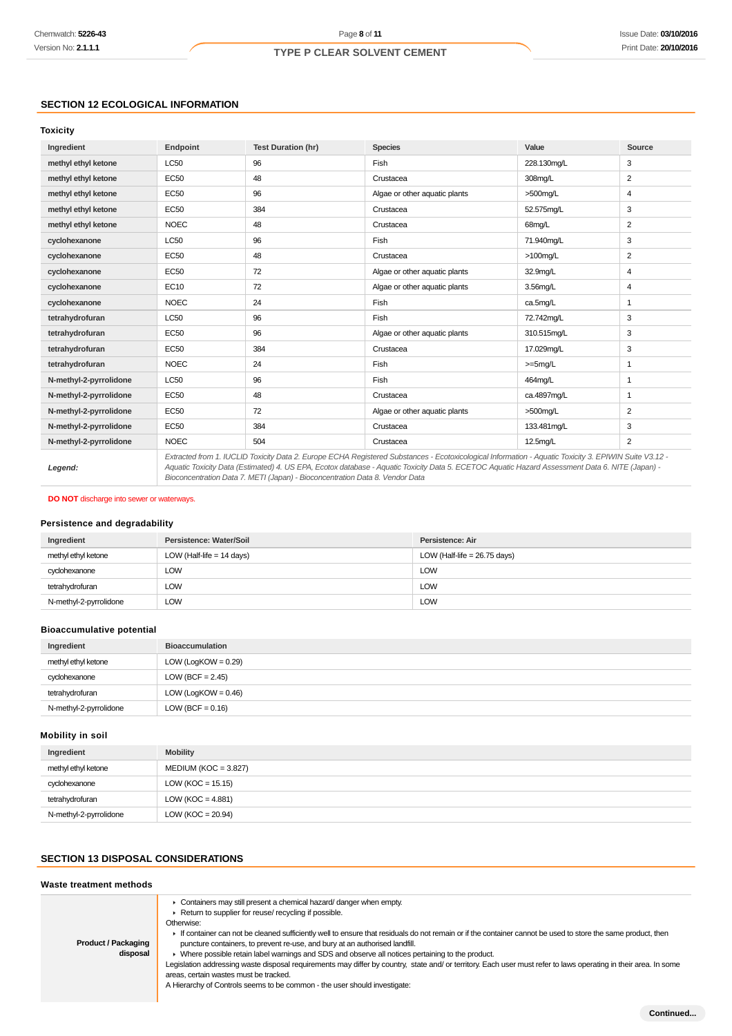## SECTION 12 ECOLOGICAL INFORMATION

### Toxicity

| Ingredient | Endpoint | Test Duration (hr) | Species | Value | Source |
|---|---|---|---|---|---|
| **methyl ethyl ketone** | LC50 | 96 | Fish | 228.130mg/L | 3 |
| **methyl ethyl ketone** | EC50 | 48 | Crustacea | 308mg/L | 2 |
| **methyl ethyl ketone** | EC50 | 96 | Algae or other aquatic plants | >500mg/L | 4 |
| **methyl ethyl ketone** | EC50 | 384 | Crustacea | 52.575mg/L | 3 |
| **methyl ethyl ketone** | NOEC | 48 | Crustacea | 68mg/L | 2 |
| **cyclohexanone** | LC50 | 96 | Fish | 71.940mg/L | 3 |
| **cyclohexanone** | EC50 | 48 | Crustacea | >100mg/L | 2 |
| **cyclohexanone** | EC50 | 72 | Algae or other aquatic plants | 32.9mg/L | 4 |
| **cyclohexanone** | EC10 | 72 | Algae or other aquatic plants | 3.56mg/L | 4 |
| **cyclohexanone** | NOEC | 24 | Fish | ca.5mg/L | 1 |
| **tetrahydrofuran** | LC50 | 96 | Fish | 72.742mg/L | 3 |
| **tetrahydrofuran** | EC50 | 96 | Algae or other aquatic plants | 310.515mg/L | 3 |
| **tetrahydrofuran** | EC50 | 384 | Crustacea | 17.029mg/L | 3 |
| **tetrahydrofuran** | NOEC | 24 | Fish | >=5mg/L | 1 |
| **N-methyl-2-pyrrolidone** | LC50 | 96 | Fish | 464mg/L | 1 |
| **N-methyl-2-pyrrolidone** | EC50 | 48 | Crustacea | ca.4897mg/L | 1 |
| **N-methyl-2-pyrrolidone** | EC50 | 72 | Algae or other aquatic plants | >500mg/L | 2 |
| **N-methyl-2-pyrrolidone** | EC50 | 384 | Crustacea | 133.481mg/L | 3 |
| **N-methyl-2-pyrrolidone** | NOEC | 504 | Crustacea | 12.5mg/L | 2 |
| ***Legend:*** | *Extracted from 1. IUCLID Toxicity Data 2. Europe ECHA Registered Substances - Ecotoxicological Information - Aquatic Toxicity 3. EPIWIN Suite V3.12 - Aquatic Toxicity Data (Estimated) 4. US EPA, Ecotox database - Aquatic Toxicity Data 5. ECETOC Aquatic Hazard Assessment Data 6. NITE (Japan) - Bioconcentration Data 7. METI (Japan) - Bioconcentration Data 8. Vendor Data* | | | | |

**DO NOT** discharge into sewer or waterways.

### Persistence and degradability

| Ingredient | Persistence: Water/Soil | Persistence: Air |
|---|---|---|
| methyl ethyl ketone | LOW (Half-life = 14 days) | LOW (Half-life = 26.75 days) |
| cyclohexanone | LOW | LOW |
| tetrahydrofuran | LOW | LOW |
| N-methyl-2-pyrrolidone | LOW | LOW |

### Bioaccumulative potential

| Ingredient | Bioaccumulation |
|---|---|
| methyl ethyl ketone | LOW (LogKOW = 0.29) |
| cyclohexanone | LOW (BCF = 2.45) |
| tetrahydrofuran | LOW (LogKOW = 0.46) |
| N-methyl-2-pyrrolidone | LOW (BCF = 0.16) |

### Mobility in soil

| Ingredient | Mobility |
|---|---|
| methyl ethyl ketone | MEDIUM (KOC = 3.827) |
| cyclohexanone | LOW (KOC = 15.15) |
| tetrahydrofuran | LOW (KOC = 4.881) |
| N-methyl-2-pyrrolidone | LOW (KOC = 20.94) |

## SECTION 13 DISPOSAL CONSIDERATIONS

### Waste treatment methods

| | |
|---|---|
| **Product / Packaging disposal** | ▸ Containers may still present a chemical hazard/ danger when empty.<br>▸ Return to supplier for reuse/ recycling if possible.<br>Otherwise:<br>▸ If container can not be cleaned sufficiently well to ensure that residuals do not remain or if the container cannot be used to store the same product, then puncture containers, to prevent re-use, and bury at an authorised landfill.<br>▸ Where possible retain label warnings and SDS and observe all notices pertaining to the product.<br>Legislation addressing waste disposal requirements may differ by country, state and/ or territory. Each user must refer to laws operating in their area. In some areas, certain wastes must be tracked.<br>A Hierarchy of Controls seems to be common - the user should investigate: |

**Continued...**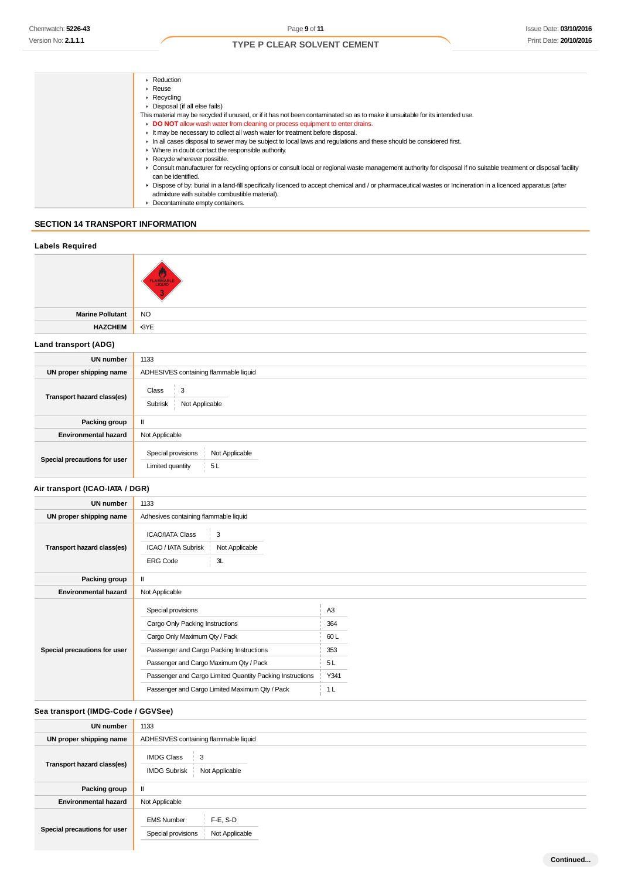|  |  |
|---|---|
|  | ▸ Reduction<br>▸ Reuse<br>▸ Recycling<br>▸ Disposal (if all else fails)<br>This material may be recycled if unused, or if it has not been contaminated so as to make it unsuitable for its intended use.<br>▸ **DO NOT** allow wash water from cleaning or process equipment to enter drains.<br>▸ It may be necessary to collect all wash water for treatment before disposal.<br>▸ In all cases disposal to sewer may be subject to local laws and regulations and these should be considered first.<br>▸ Where in doubt contact the responsible authority.<br>▸ Recycle wherever possible.<br>▸ Consult manufacturer for recycling options or consult local or regional waste management authority for disposal if no suitable treatment or disposal facility can be identified.<br>▸ Dispose of by: burial in a land-fill specifically licenced to accept chemical and / or pharmaceutical wastes or Incineration in a licenced apparatus (after admixture with suitable combustible material).<br>▸ Decontaminate empty containers. |

## SECTION 14 TRANSPORT INFORMATION

### Labels Required

|  |  |
|---|---|
|  | FLAMMABLE LIQUID 3 |
| **Marine Pollutant** | NO |
| **HAZCHEM** | •3YE |

### Land transport (ADG)

|  |  |
|---|---|
| **UN number** | 1133 |
| **UN proper shipping name** | ADHESIVES containing flammable liquid |
| **Transport hazard class(es)** | Class: 3<br>Subrisk: Not Applicable |
| **Packing group** | II |
| **Environmental hazard** | Not Applicable |
| **Special precautions for user** | Special provisions: Not Applicable<br>Limited quantity: 5 L |

### Air transport (ICAO-IATA / DGR)

|  |  |
|---|---|
| **UN number** | 1133 |
| **UN proper shipping name** | Adhesives containing flammable liquid |
| **Transport hazard class(es)** | ICAO/IATA Class: 3<br>ICAO / IATA Subrisk: Not Applicable<br>ERG Code: 3L |
| **Packing group** | II |
| **Environmental hazard** | Not Applicable |
| **Special precautions for user** | Special provisions: A3<br>Cargo Only Packing Instructions: 364<br>Cargo Only Maximum Qty / Pack: 60 L<br>Passenger and Cargo Packing Instructions: 353<br>Passenger and Cargo Maximum Qty / Pack: 5 L<br>Passenger and Cargo Limited Quantity Packing Instructions: Y341<br>Passenger and Cargo Limited Maximum Qty / Pack: 1 L |

### Sea transport (IMDG-Code / GGVSee)

|  |  |
|---|---|
| **UN number** | 1133 |
| **UN proper shipping name** | ADHESIVES containing flammable liquid |
| **Transport hazard class(es)** | IMDG Class: 3<br>IMDG Subrisk: Not Applicable |
| **Packing group** | II |
| **Environmental hazard** | Not Applicable |
| **Special precautions for user** | EMS Number: F-E, S-D<br>Special provisions: Not Applicable |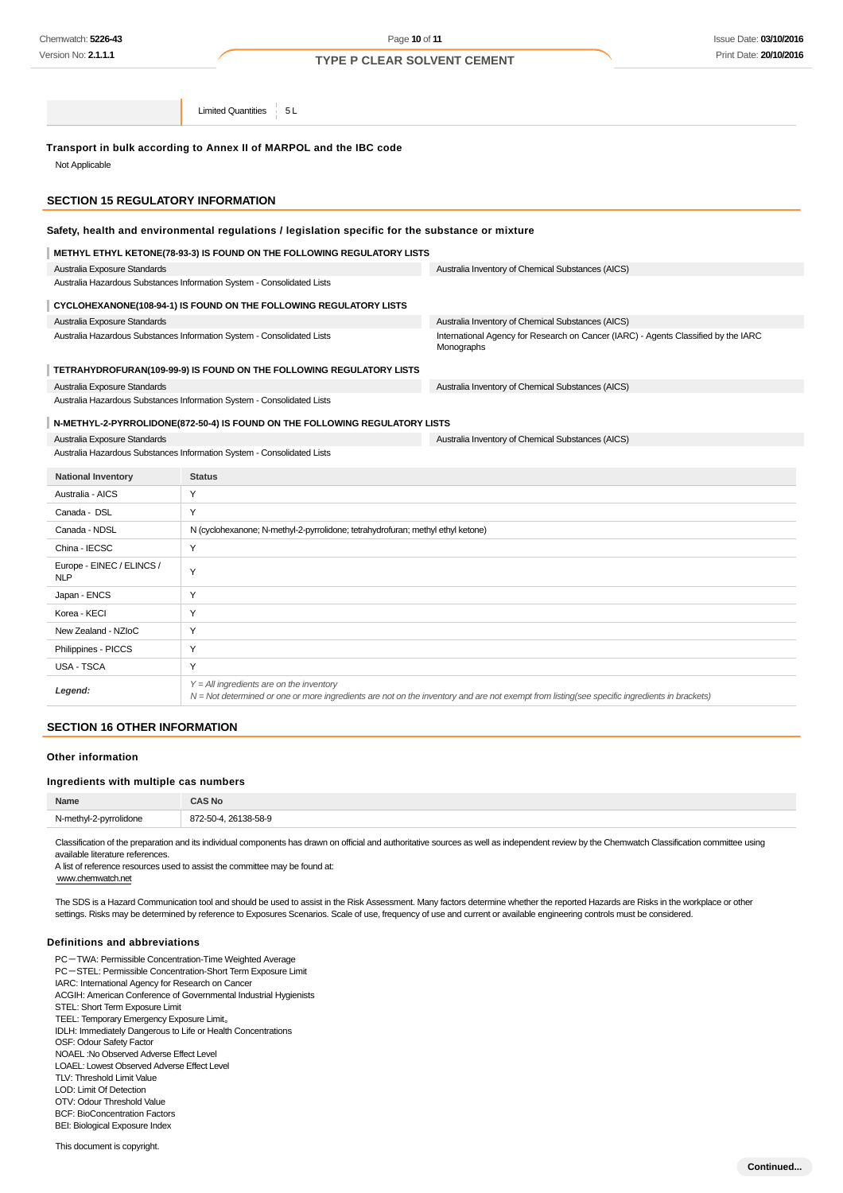| | Limited Quantities | 5 L |
|---|---|---|

**Transport in bulk according to Annex II of MARPOL and the IBC code**

Not Applicable

## SECTION 15 REGULATORY INFORMATION

**Safety, health and environmental regulations / legislation specific for the substance or mixture**

**METHYL ETHYL KETONE(78-93-3) IS FOUND ON THE FOLLOWING REGULATORY LISTS**

| | |
|---|---|
| Australia Exposure Standards | Australia Inventory of Chemical Substances (AICS) |
| Australia Hazardous Substances Information System - Consolidated Lists | |

**CYCLOHEXANONE(108-94-1) IS FOUND ON THE FOLLOWING REGULATORY LISTS**

| | |
|---|---|
| Australia Exposure Standards | Australia Inventory of Chemical Substances (AICS) |
| Australia Hazardous Substances Information System - Consolidated Lists | International Agency for Research on Cancer (IARC) - Agents Classified by the IARC Monographs |

**TETRAHYDROFURAN(109-99-9) IS FOUND ON THE FOLLOWING REGULATORY LISTS**

| | |
|---|---|
| Australia Exposure Standards | Australia Inventory of Chemical Substances (AICS) |
| Australia Hazardous Substances Information System - Consolidated Lists | |

**N-METHYL-2-PYRROLIDONE(872-50-4) IS FOUND ON THE FOLLOWING REGULATORY LISTS**

| | |
|---|---|
| Australia Exposure Standards | Australia Inventory of Chemical Substances (AICS) |
| Australia Hazardous Substances Information System - Consolidated Lists | |

| National Inventory | Status |
|---|---|
| Australia - AICS | Y |
| Canada - DSL | Y |
| Canada - NDSL | N (cyclohexanone; N-methyl-2-pyrrolidone; tetrahydrofuran; methyl ethyl ketone) |
| China - IECSC | Y |
| Europe - EINEC / ELINCS / NLP | Y |
| Japan - ENCS | Y |
| Korea - KECI | Y |
| New Zealand - NZIoC | Y |
| Philippines - PICCS | Y |
| USA - TSCA | Y |
| ***Legend:*** | *Y = All ingredients are on the inventory*<br>*N = Not determined or one or more ingredients are not on the inventory and are not exempt from listing(see specific ingredients in brackets)* |

## SECTION 16 OTHER INFORMATION

**Other information**

**Ingredients with multiple cas numbers**

| Name | CAS No |
|---|---|
| N-methyl-2-pyrrolidone | 872-50-4, 26138-58-9 |

Classification of the preparation and its individual components has drawn on official and authoritative sources as well as independent review by the Chemwatch Classification committee using available literature references.
A list of reference resources used to assist the committee may be found at:
www.chemwatch.net

The SDS is a Hazard Communication tool and should be used to assist in the Risk Assessment. Many factors determine whether the reported Hazards are Risks in the workplace or other settings. Risks may be determined by reference to Exposures Scenarios. Scale of use, frequency of use and current or available engineering controls must be considered.

**Definitions and abbreviations**

PC－TWA: Permissible Concentration-Time Weighted Average
PC－STEL: Permissible Concentration-Short Term Exposure Limit
IARC: International Agency for Research on Cancer
ACGIH: American Conference of Governmental Industrial Hygienists
STEL: Short Term Exposure Limit
TEEL: Temporary Emergency Exposure Limit。
IDLH: Immediately Dangerous to Life or Health Concentrations
OSF: Odour Safety Factor
NOAEL :No Observed Adverse Effect Level
LOAEL: Lowest Observed Adverse Effect Level
TLV: Threshold Limit Value
LOD: Limit Of Detection
OTV: Odour Threshold Value
BCF: BioConcentration Factors
BEI: Biological Exposure Index

This document is copyright.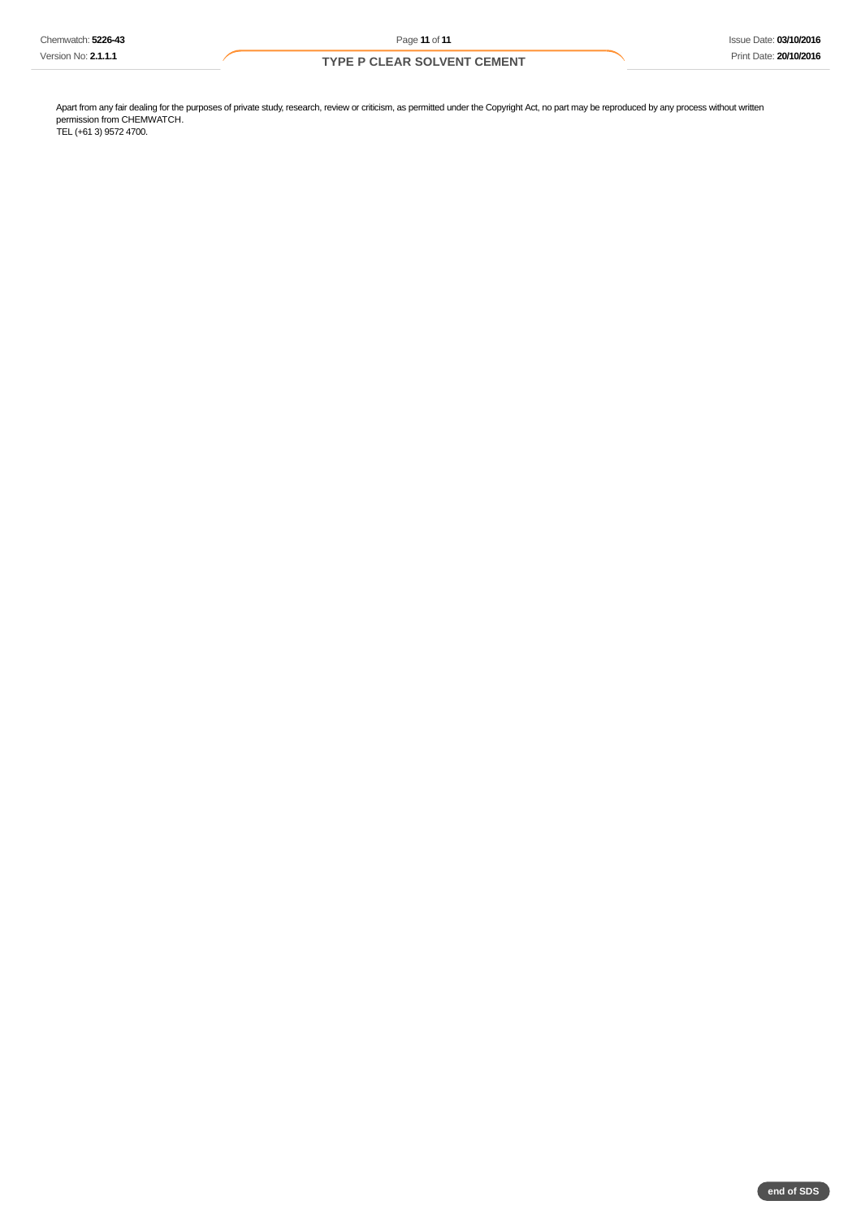Apart from any fair dealing for the purposes of private study, research, review or criticism, as permitted under the Copyright Act, no part may be reproduced by any process without written permission from CHEMWATCH.
TEL (+61 3) 9572 4700.

**end of SDS**